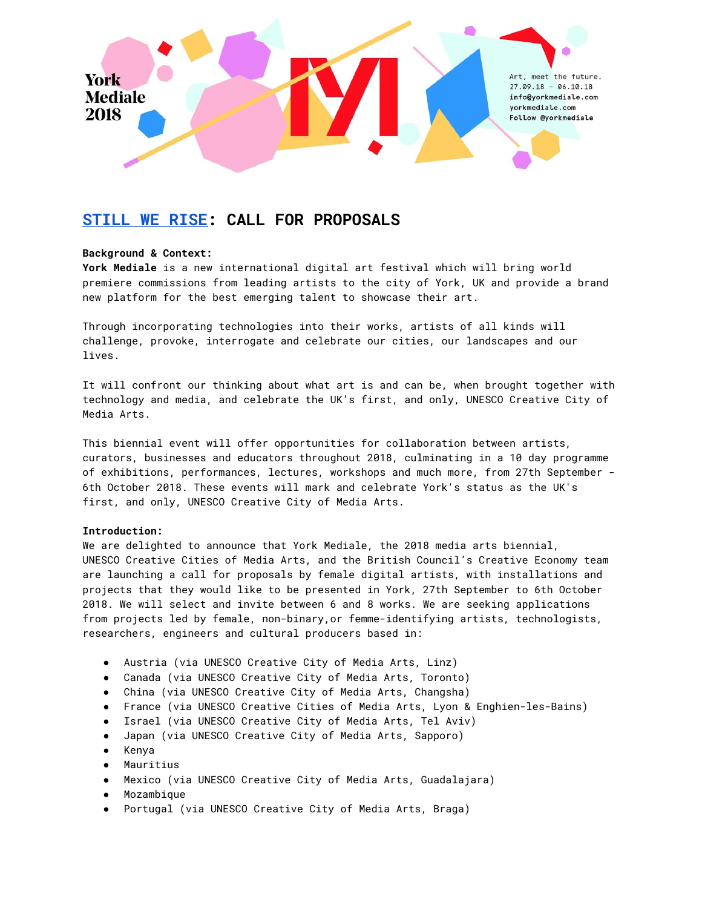York Mediale 2018

Art, meet the future.
27.09.18 - 06.10.18
info@yorkmediale.com
yorkmediale.com
Follow @yorkmediale

# STILL WE RISE: CALL FOR PROPOSALS

**Background & Context:**
**York Mediale** is a new international digital art festival which will bring world premiere commissions from leading artists to the city of York, UK and provide a brand new platform for the best emerging talent to showcase their art.

Through incorporating technologies into their works, artists of all kinds will challenge, provoke, interrogate and celebrate our cities, our landscapes and our lives.

It will confront our thinking about what art is and can be, when brought together with technology and media, and celebrate the UK's first, and only, UNESCO Creative City of Media Arts.

This biennial event will offer opportunities for collaboration between artists, curators, businesses and educators throughout 2018, culminating in a 10 day programme of exhibitions, performances, lectures, workshops and much more, from 27th September - 6th October 2018. These events will mark and celebrate York's status as the UK's first, and only, UNESCO Creative City of Media Arts.

**Introduction:**
We are delighted to announce that York Mediale, the 2018 media arts biennial, UNESCO Creative Cities of Media Arts, and the British Council's Creative Economy team are launching a call for proposals by female digital artists, with installations and projects that they would like to be presented in York, 27th September to 6th October 2018. We will select and invite between 6 and 8 works. We are seeking applications from projects led by female, non-binary,or femme-identifying artists, technologists, researchers, engineers and cultural producers based in:

- Austria (via UNESCO Creative City of Media Arts, Linz)
- Canada (via UNESCO Creative City of Media Arts, Toronto)
- China (via UNESCO Creative City of Media Arts, Changsha)
- France (via UNESCO Creative Cities of Media Arts, Lyon & Enghien-les-Bains)
- Israel (via UNESCO Creative City of Media Arts, Tel Aviv)
- Japan (via UNESCO Creative City of Media Arts, Sapporo)
- Kenya
- Mauritius
- Mexico (via UNESCO Creative City of Media Arts, Guadalajara)
- Mozambique
- Portugal (via UNESCO Creative City of Media Arts, Braga)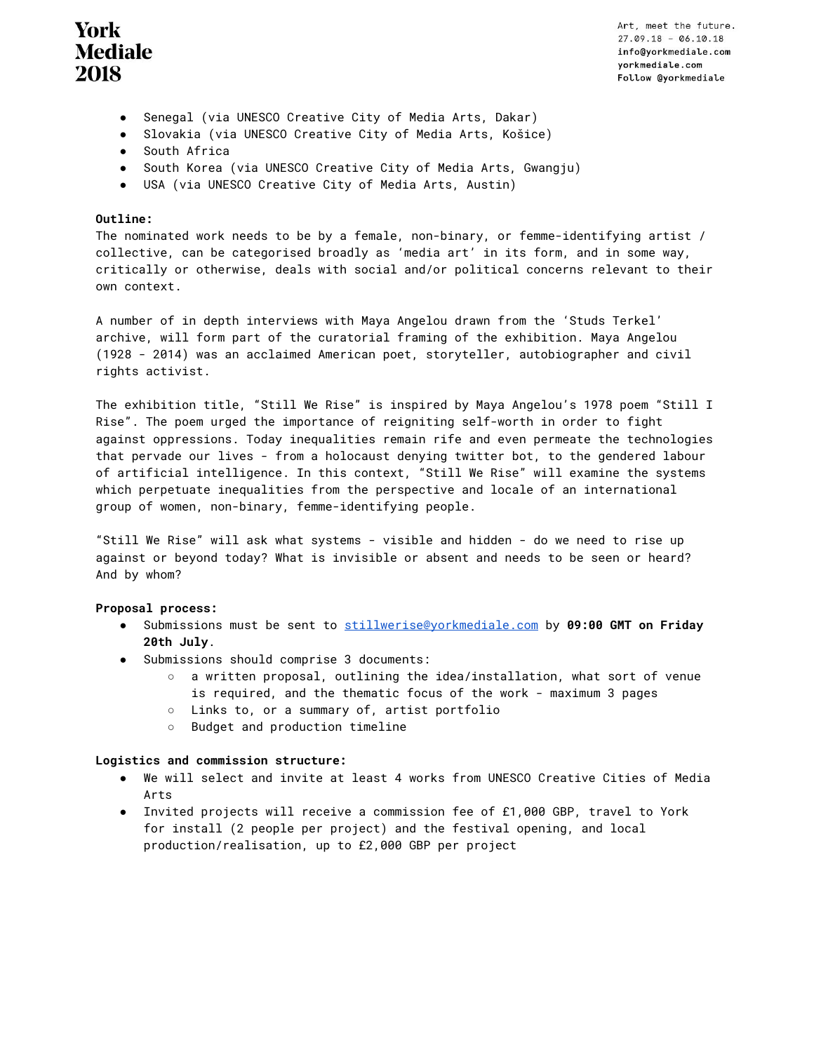- Senegal (via UNESCO Creative City of Media Arts, Dakar)
- Slovakia (via UNESCO Creative City of Media Arts, Košice)
- South Africa
- South Korea (via UNESCO Creative City of Media Arts, Gwangju)
- USA (via UNESCO Creative City of Media Arts, Austin)

**Outline:**
The nominated work needs to be by a female, non-binary, or femme-identifying artist / collective, can be categorised broadly as 'media art' in its form, and in some way, critically or otherwise, deals with social and/or political concerns relevant to their own context.

A number of in depth interviews with Maya Angelou drawn from the 'Studs Terkel' archive, will form part of the curatorial framing of the exhibition. Maya Angelou (1928 - 2014) was an acclaimed American poet, storyteller, autobiographer and civil rights activist.

The exhibition title, "Still We Rise" is inspired by Maya Angelou's 1978 poem "Still I Rise". The poem urged the importance of reigniting self-worth in order to fight against oppressions. Today inequalities remain rife and even permeate the technologies that pervade our lives - from a holocaust denying twitter bot, to the gendered labour of artificial intelligence. In this context, "Still We Rise" will examine the systems which perpetuate inequalities from the perspective and locale of an international group of women, non-binary, femme-identifying people.

"Still We Rise" will ask what systems - visible and hidden - do we need to rise up against or beyond today? What is invisible or absent and needs to be seen or heard? And by whom?

**Proposal process:**

- Submissions must be sent to stillwerise@yorkmediale.com by **09:00 GMT on Friday 20th July**.
- Submissions should comprise 3 documents:
  - a written proposal, outlining the idea/installation, what sort of venue is required, and the thematic focus of the work - maximum 3 pages
  - Links to, or a summary of, artist portfolio
  - Budget and production timeline

**Logistics and commission structure:**

- We will select and invite at least 4 works from UNESCO Creative Cities of Media Arts
- Invited projects will receive a commission fee of £1,000 GBP, travel to York for install (2 people per project) and the festival opening, and local production/realisation, up to £2,000 GBP per project